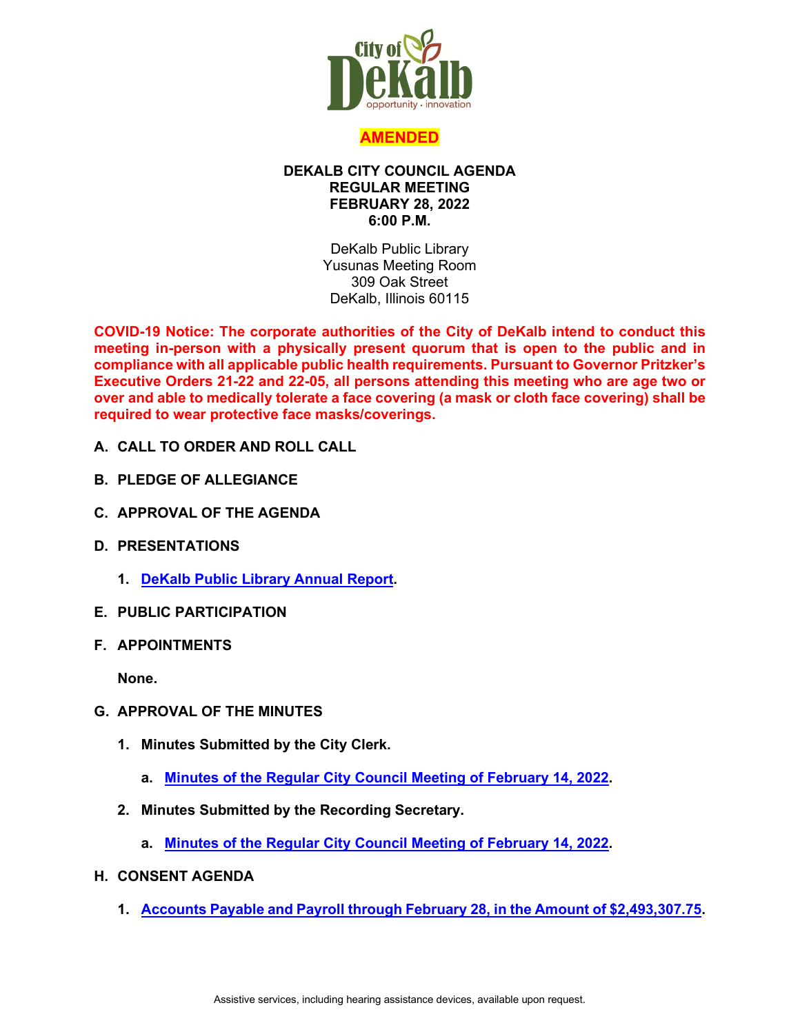City of DeKalb
opportunity · innovation

**AMENDED**

**DEKALB CITY COUNCIL AGENDA**
**REGULAR MEETING**
**FEBRUARY 28, 2022**
**6:00 P.M.**

DeKalb Public Library
Yusunas Meeting Room
309 Oak Street
DeKalb, Illinois 60115

**COVID-19 Notice: The corporate authorities of the City of DeKalb intend to conduct this meeting in-person with a physically present quorum that is open to the public and in compliance with all applicable public health requirements. Pursuant to Governor Pritzker's Executive Orders 21-22 and 22-05, all persons attending this meeting who are age two or over and able to medically tolerate a face covering (a mask or cloth face covering) shall be required to wear protective face masks/coverings.**

**A. CALL TO ORDER AND ROLL CALL**

**B. PLEDGE OF ALLEGIANCE**

**C. APPROVAL OF THE AGENDA**

**D. PRESENTATIONS**

1. **DeKalb Public Library Annual Report.**

**E. PUBLIC PARTICIPATION**

**F. APPOINTMENTS**

**None.**

**G. APPROVAL OF THE MINUTES**

1. **Minutes Submitted by the City Clerk.**
   a. **Minutes of the Regular City Council Meeting of February 14, 2022.**
2. **Minutes Submitted by the Recording Secretary.**
   a. **Minutes of the Regular City Council Meeting of February 14, 2022.**

**H. CONSENT AGENDA**

1. **Accounts Payable and Payroll through February 28, in the Amount of $2,493,307.75.**

Assistive services, including hearing assistance devices, available upon request.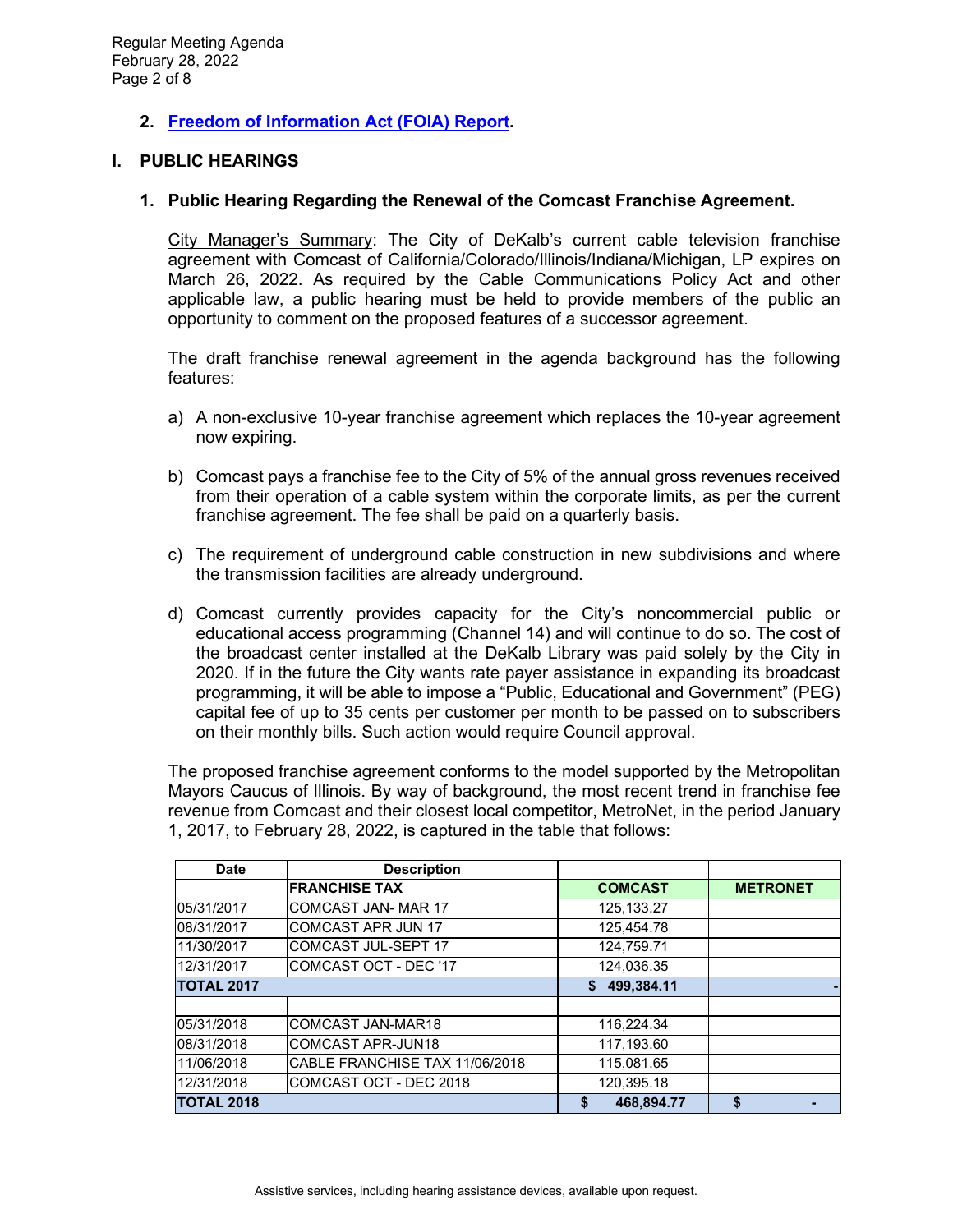**2. Freedom of Information Act (FOIA) Report.**

## I. PUBLIC HEARINGS

### 1. Public Hearing Regarding the Renewal of the Comcast Franchise Agreement.

City Manager's Summary: The City of DeKalb's current cable television franchise agreement with Comcast of California/Colorado/Illinois/Indiana/Michigan, LP expires on March 26, 2022. As required by the Cable Communications Policy Act and other applicable law, a public hearing must be held to provide members of the public an opportunity to comment on the proposed features of a successor agreement.

The draft franchise renewal agreement in the agenda background has the following features:

a) A non-exclusive 10-year franchise agreement which replaces the 10-year agreement now expiring.

b) Comcast pays a franchise fee to the City of 5% of the annual gross revenues received from their operation of a cable system within the corporate limits, as per the current franchise agreement. The fee shall be paid on a quarterly basis.

c) The requirement of underground cable construction in new subdivisions and where the transmission facilities are already underground.

d) Comcast currently provides capacity for the City's noncommercial public or educational access programming (Channel 14) and will continue to do so. The cost of the broadcast center installed at the DeKalb Library was paid solely by the City in 2020. If in the future the City wants rate payer assistance in expanding its broadcast programming, it will be able to impose a "Public, Educational and Government" (PEG) capital fee of up to 35 cents per customer per month to be passed on to subscribers on their monthly bills. Such action would require Council approval.

The proposed franchise agreement conforms to the model supported by the Metropolitan Mayors Caucus of Illinois. By way of background, the most recent trend in franchise fee revenue from Comcast and their closest local competitor, MetroNet, in the period January 1, 2017, to February 28, 2022, is captured in the table that follows:

| Date | Description | | |
|---|---|---|---|
| | **FRANCHISE TAX** | **COMCAST** | **METRONET** |
| 05/31/2017 | COMCAST JAN- MAR 17 | 125,133.27 | |
| 08/31/2017 | COMCAST APR JUN 17 | 125,454.78 | |
| 11/30/2017 | COMCAST JUL-SEPT 17 | 124,759.71 | |
| 12/31/2017 | COMCAST OCT - DEC '17 | 124,036.35 | |
| **TOTAL 2017** | | **$ 499,384.11** | **-** |
| | | | |
| 05/31/2018 | COMCAST JAN-MAR18 | 116,224.34 | |
| 08/31/2018 | COMCAST APR-JUN18 | 117,193.60 | |
| 11/06/2018 | CABLE FRANCHISE TAX 11/06/2018 | 115,081.65 | |
| 12/31/2018 | COMCAST OCT - DEC 2018 | 120,395.18 | |
| **TOTAL 2018** | | **$ 468,894.77** | **$ -** |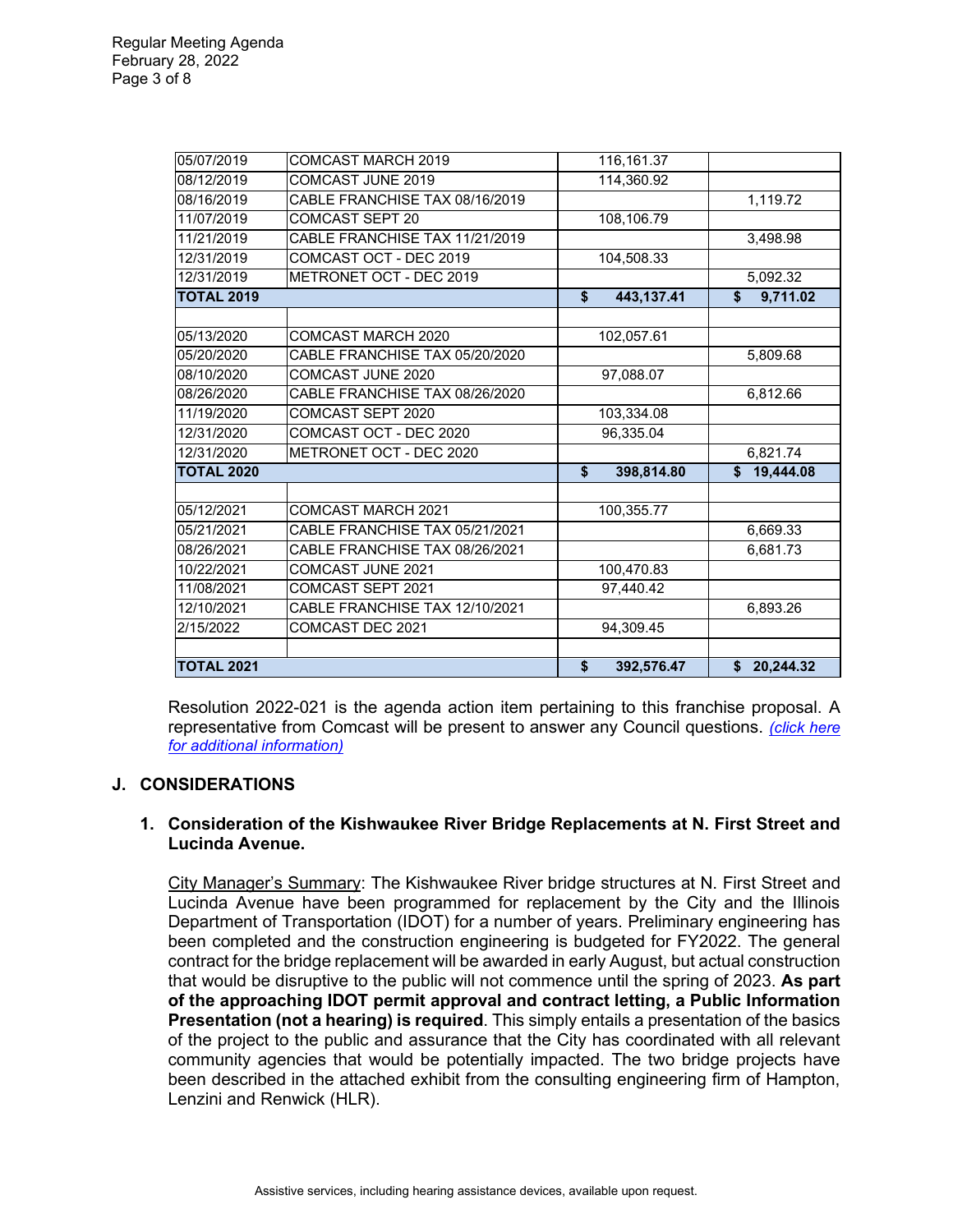| | | | |
|---|---|---|---|
| 05/07/2019 | COMCAST MARCH 2019 | 116,161.37 | |
| 08/12/2019 | COMCAST JUNE 2019 | 114,360.92 | |
| 08/16/2019 | CABLE FRANCHISE TAX 08/16/2019 | | 1,119.72 |
| 11/07/2019 | COMCAST SEPT 20 | 108,106.79 | |
| 11/21/2019 | CABLE FRANCHISE TAX 11/21/2019 | | 3,498.98 |
| 12/31/2019 | COMCAST OCT - DEC 2019 | 104,508.33 | |
| 12/31/2019 | METRONET OCT - DEC 2019 | | 5,092.32 |
| **TOTAL 2019** | | **$ 443,137.41** | **$ 9,711.02** |
| | | | |
| 05/13/2020 | COMCAST MARCH 2020 | 102,057.61 | |
| 05/20/2020 | CABLE FRANCHISE TAX 05/20/2020 | | 5,809.68 |
| 08/10/2020 | COMCAST JUNE 2020 | 97,088.07 | |
| 08/26/2020 | CABLE FRANCHISE TAX 08/26/2020 | | 6,812.66 |
| 11/19/2020 | COMCAST SEPT 2020 | 103,334.08 | |
| 12/31/2020 | COMCAST OCT - DEC 2020 | 96,335.04 | |
| 12/31/2020 | METRONET OCT - DEC 2020 | | 6,821.74 |
| **TOTAL 2020** | | **$ 398,814.80** | **$ 19,444.08** |
| | | | |
| 05/12/2021 | COMCAST MARCH 2021 | 100,355.77 | |
| 05/21/2021 | CABLE FRANCHISE TAX 05/21/2021 | | 6,669.33 |
| 08/26/2021 | CABLE FRANCHISE TAX 08/26/2021 | | 6,681.73 |
| 10/22/2021 | COMCAST JUNE 2021 | 100,470.83 | |
| 11/08/2021 | COMCAST SEPT 2021 | 97,440.42 | |
| 12/10/2021 | CABLE FRANCHISE TAX 12/10/2021 | | 6,893.26 |
| 2/15/2022 | COMCAST DEC 2021 | 94,309.45 | |
| | | | |
| **TOTAL 2021** | | **$ 392,576.47** | **$ 20,244.32** |

Resolution 2022-021 is the agenda action item pertaining to this franchise proposal. A representative from Comcast will be present to answer any Council questions. *(click here for additional information)*

## J. CONSIDERATIONS

### 1. Consideration of the Kishwaukee River Bridge Replacements at N. First Street and Lucinda Avenue.

City Manager's Summary: The Kishwaukee River bridge structures at N. First Street and Lucinda Avenue have been programmed for replacement by the City and the Illinois Department of Transportation (IDOT) for a number of years. Preliminary engineering has been completed and the construction engineering is budgeted for FY2022. The general contract for the bridge replacement will be awarded in early August, but actual construction that would be disruptive to the public will not commence until the spring of 2023. **As part of the approaching IDOT permit approval and contract letting, a Public Information Presentation (not a hearing) is required**. This simply entails a presentation of the basics of the project to the public and assurance that the City has coordinated with all relevant community agencies that would be potentially impacted. The two bridge projects have been described in the attached exhibit from the consulting engineering firm of Hampton, Lenzini and Renwick (HLR).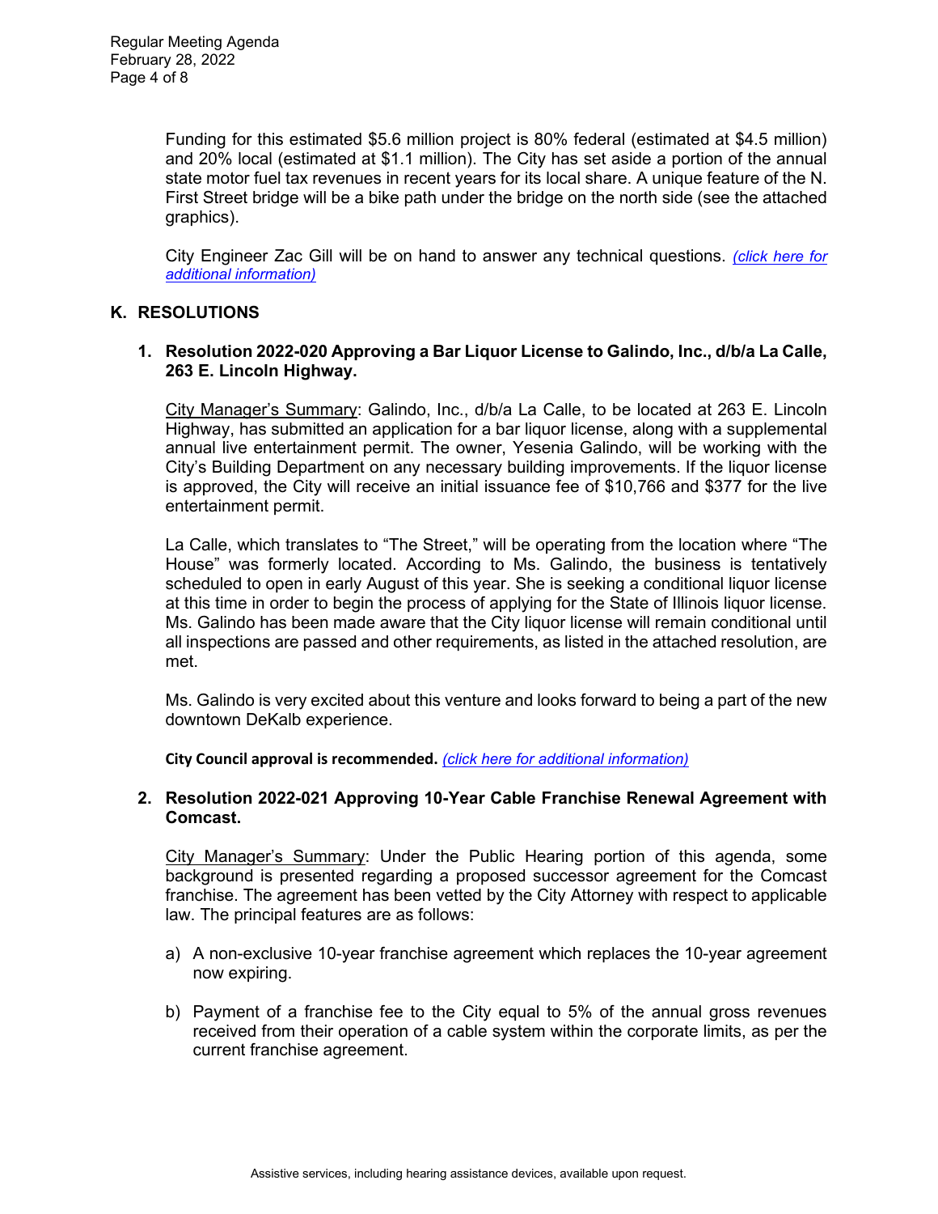Funding for this estimated $5.6 million project is 80% federal (estimated at $4.5 million) and 20% local (estimated at $1.1 million). The City has set aside a portion of the annual state motor fuel tax revenues in recent years for its local share. A unique feature of the N. First Street bridge will be a bike path under the bridge on the north side (see the attached graphics).

City Engineer Zac Gill will be on hand to answer any technical questions. *(click here for additional information)*

## K. RESOLUTIONS

### 1. Resolution 2022-020 Approving a Bar Liquor License to Galindo, Inc., d/b/a La Calle, 263 E. Lincoln Highway.

City Manager's Summary: Galindo, Inc., d/b/a La Calle, to be located at 263 E. Lincoln Highway, has submitted an application for a bar liquor license, along with a supplemental annual live entertainment permit. The owner, Yesenia Galindo, will be working with the City's Building Department on any necessary building improvements. If the liquor license is approved, the City will receive an initial issuance fee of $10,766 and $377 for the live entertainment permit.

La Calle, which translates to "The Street," will be operating from the location where "The House" was formerly located. According to Ms. Galindo, the business is tentatively scheduled to open in early August of this year. She is seeking a conditional liquor license at this time in order to begin the process of applying for the State of Illinois liquor license. Ms. Galindo has been made aware that the City liquor license will remain conditional until all inspections are passed and other requirements, as listed in the attached resolution, are met.

Ms. Galindo is very excited about this venture and looks forward to being a part of the new downtown DeKalb experience.

**City Council approval is recommended.** *(click here for additional information)*

### 2. Resolution 2022-021 Approving 10-Year Cable Franchise Renewal Agreement with Comcast.

City Manager's Summary: Under the Public Hearing portion of this agenda, some background is presented regarding a proposed successor agreement for the Comcast franchise. The agreement has been vetted by the City Attorney with respect to applicable law. The principal features are as follows:

a) A non-exclusive 10-year franchise agreement which replaces the 10-year agreement now expiring.

b) Payment of a franchise fee to the City equal to 5% of the annual gross revenues received from their operation of a cable system within the corporate limits, as per the current franchise agreement.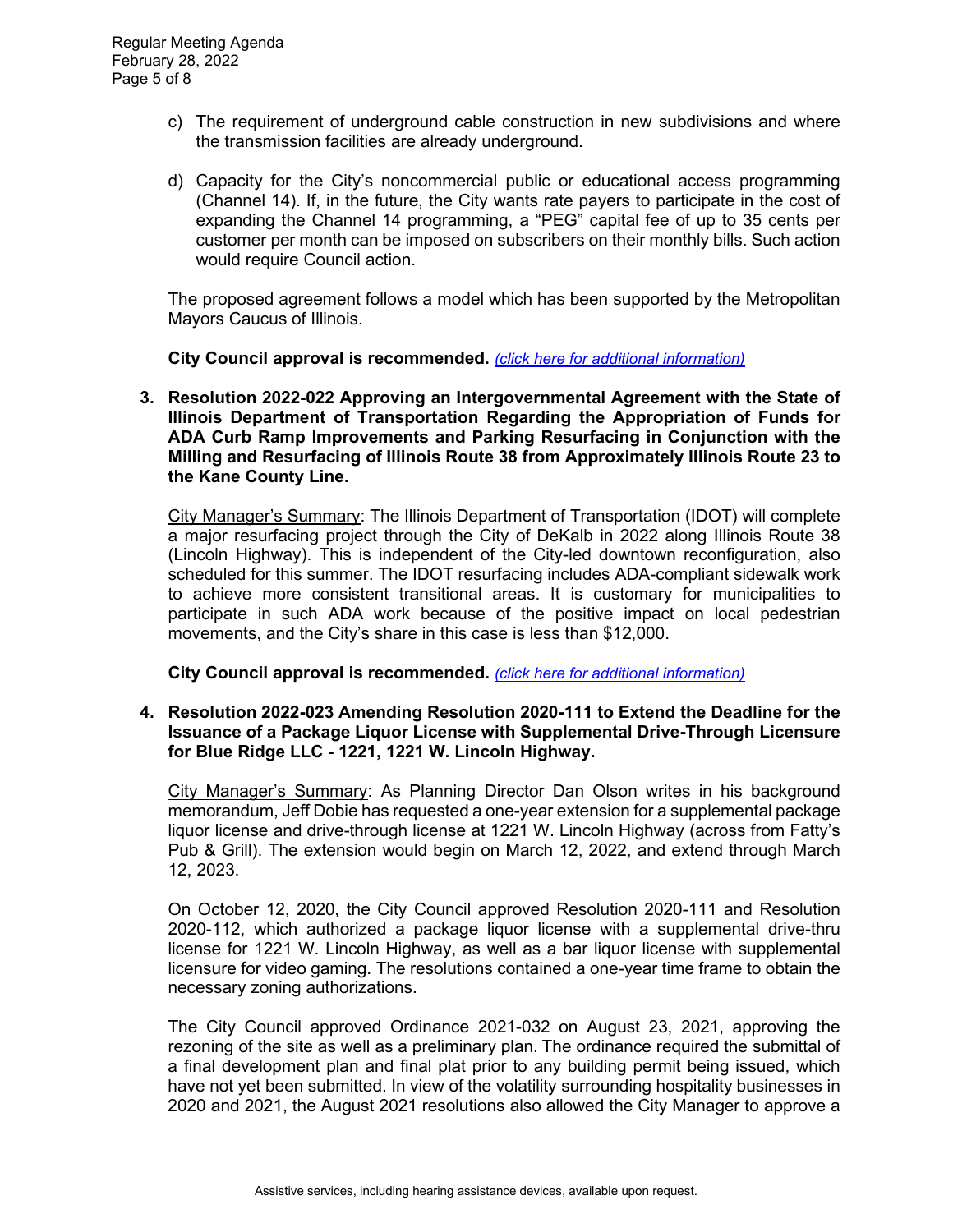c) The requirement of underground cable construction in new subdivisions and where the transmission facilities are already underground.

d) Capacity for the City's noncommercial public or educational access programming (Channel 14). If, in the future, the City wants rate payers to participate in the cost of expanding the Channel 14 programming, a "PEG" capital fee of up to 35 cents per customer per month can be imposed on subscribers on their monthly bills. Such action would require Council action.

The proposed agreement follows a model which has been supported by the Metropolitan Mayors Caucus of Illinois.

**City Council approval is recommended.** *(click here for additional information)*

**3. Resolution 2022-022 Approving an Intergovernmental Agreement with the State of Illinois Department of Transportation Regarding the Appropriation of Funds for ADA Curb Ramp Improvements and Parking Resurfacing in Conjunction with the Milling and Resurfacing of Illinois Route 38 from Approximately Illinois Route 23 to the Kane County Line.**

City Manager's Summary: The Illinois Department of Transportation (IDOT) will complete a major resurfacing project through the City of DeKalb in 2022 along Illinois Route 38 (Lincoln Highway). This is independent of the City-led downtown reconfiguration, also scheduled for this summer. The IDOT resurfacing includes ADA-compliant sidewalk work to achieve more consistent transitional areas. It is customary for municipalities to participate in such ADA work because of the positive impact on local pedestrian movements, and the City's share in this case is less than $12,000.

**City Council approval is recommended.** *(click here for additional information)*

**4. Resolution 2022-023 Amending Resolution 2020-111 to Extend the Deadline for the Issuance of a Package Liquor License with Supplemental Drive-Through Licensure for Blue Ridge LLC - 1221, 1221 W. Lincoln Highway.**

City Manager's Summary: As Planning Director Dan Olson writes in his background memorandum, Jeff Dobie has requested a one-year extension for a supplemental package liquor license and drive-through license at 1221 W. Lincoln Highway (across from Fatty's Pub & Grill). The extension would begin on March 12, 2022, and extend through March 12, 2023.

On October 12, 2020, the City Council approved Resolution 2020-111 and Resolution 2020-112, which authorized a package liquor license with a supplemental drive-thru license for 1221 W. Lincoln Highway, as well as a bar liquor license with supplemental licensure for video gaming. The resolutions contained a one-year time frame to obtain the necessary zoning authorizations.

The City Council approved Ordinance 2021-032 on August 23, 2021, approving the rezoning of the site as well as a preliminary plan. The ordinance required the submittal of a final development plan and final plat prior to any building permit being issued, which have not yet been submitted. In view of the volatility surrounding hospitality businesses in 2020 and 2021, the August 2021 resolutions also allowed the City Manager to approve a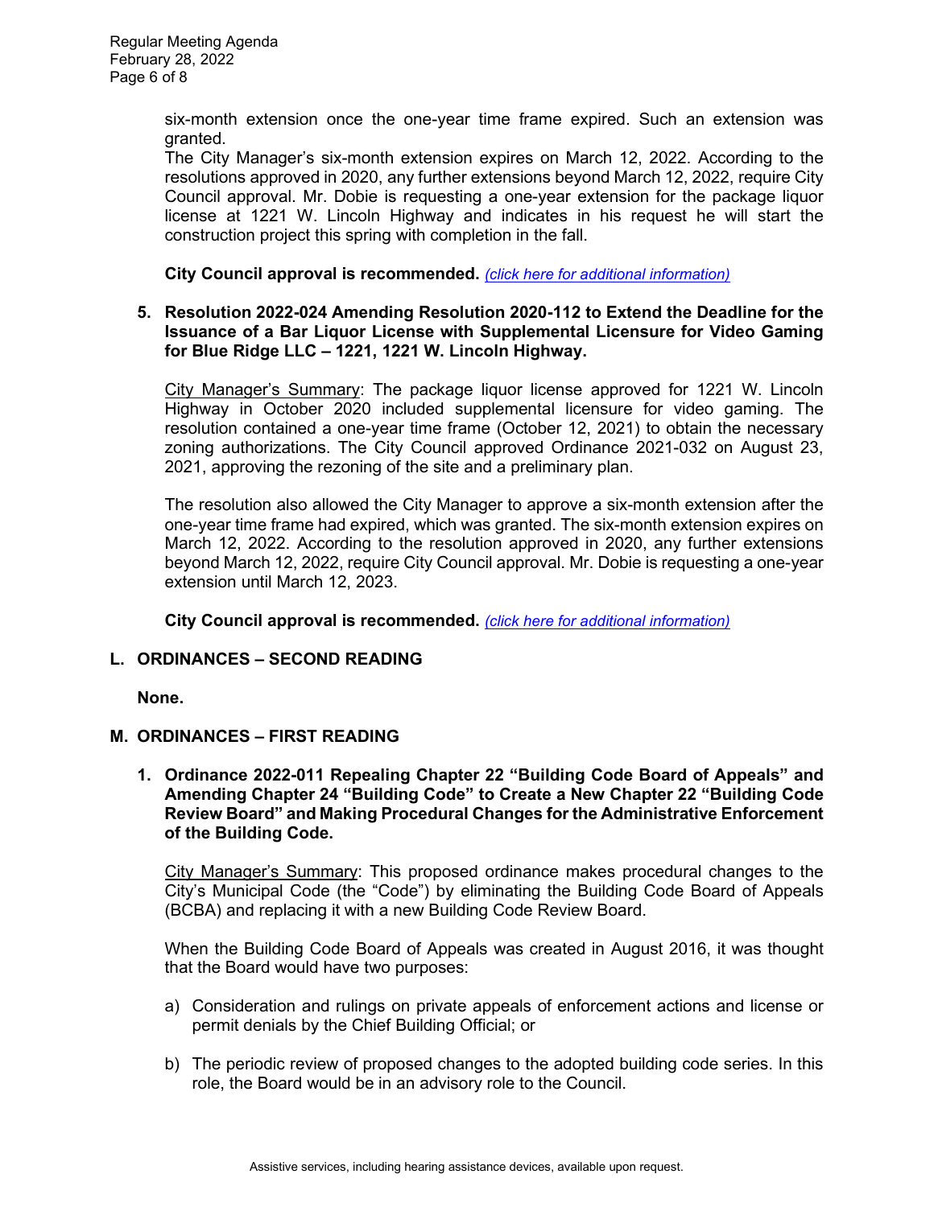six-month extension once the one-year time frame expired. Such an extension was granted.
The City Manager's six-month extension expires on March 12, 2022. According to the resolutions approved in 2020, any further extensions beyond March 12, 2022, require City Council approval. Mr. Dobie is requesting a one-year extension for the package liquor license at 1221 W. Lincoln Highway and indicates in his request he will start the construction project this spring with completion in the fall.

**City Council approval is recommended.** *(click here for additional information)*

**5. Resolution 2022-024 Amending Resolution 2020-112 to Extend the Deadline for the Issuance of a Bar Liquor License with Supplemental Licensure for Video Gaming for Blue Ridge LLC – 1221, 1221 W. Lincoln Highway.**

City Manager's Summary: The package liquor license approved for 1221 W. Lincoln Highway in October 2020 included supplemental licensure for video gaming. The resolution contained a one-year time frame (October 12, 2021) to obtain the necessary zoning authorizations. The City Council approved Ordinance 2021-032 on August 23, 2021, approving the rezoning of the site and a preliminary plan.

The resolution also allowed the City Manager to approve a six-month extension after the one-year time frame had expired, which was granted. The six-month extension expires on March 12, 2022. According to the resolution approved in 2020, any further extensions beyond March 12, 2022, require City Council approval. Mr. Dobie is requesting a one-year extension until March 12, 2023.

**City Council approval is recommended.** *(click here for additional information)*

## L. ORDINANCES – SECOND READING

**None.**

## M. ORDINANCES – FIRST READING

**1. Ordinance 2022-011 Repealing Chapter 22 "Building Code Board of Appeals" and Amending Chapter 24 "Building Code" to Create a New Chapter 22 "Building Code Review Board" and Making Procedural Changes for the Administrative Enforcement of the Building Code.**

City Manager's Summary: This proposed ordinance makes procedural changes to the City's Municipal Code (the "Code") by eliminating the Building Code Board of Appeals (BCBA) and replacing it with a new Building Code Review Board.

When the Building Code Board of Appeals was created in August 2016, it was thought that the Board would have two purposes:

a) Consideration and rulings on private appeals of enforcement actions and license or permit denials by the Chief Building Official; or

b) The periodic review of proposed changes to the adopted building code series. In this role, the Board would be in an advisory role to the Council.

Assistive services, including hearing assistance devices, available upon request.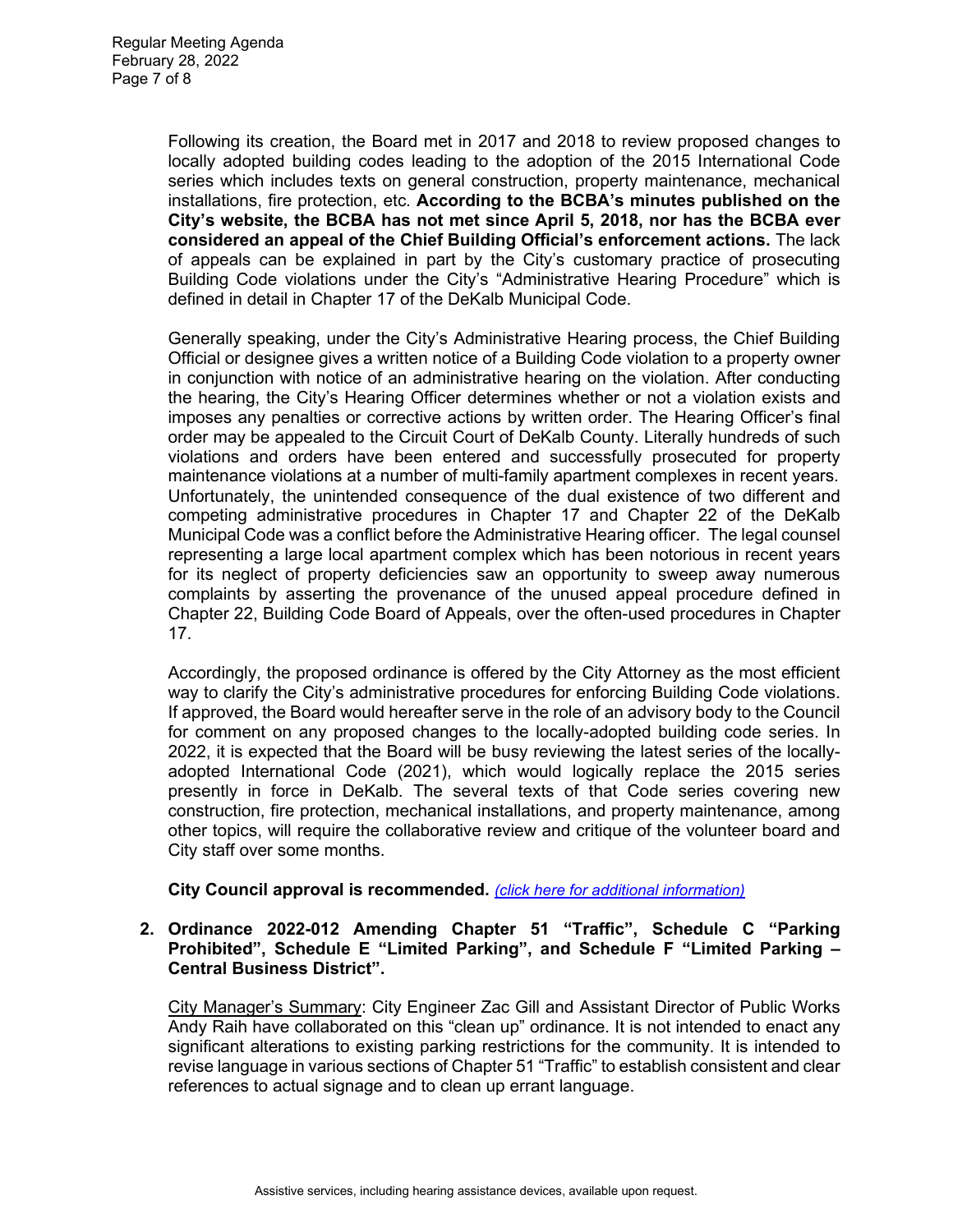Following its creation, the Board met in 2017 and 2018 to review proposed changes to locally adopted building codes leading to the adoption of the 2015 International Code series which includes texts on general construction, property maintenance, mechanical installations, fire protection, etc. **According to the BCBA's minutes published on the City's website, the BCBA has not met since April 5, 2018, nor has the BCBA ever considered an appeal of the Chief Building Official's enforcement actions.** The lack of appeals can be explained in part by the City's customary practice of prosecuting Building Code violations under the City's "Administrative Hearing Procedure" which is defined in detail in Chapter 17 of the DeKalb Municipal Code.

Generally speaking, under the City's Administrative Hearing process, the Chief Building Official or designee gives a written notice of a Building Code violation to a property owner in conjunction with notice of an administrative hearing on the violation. After conducting the hearing, the City's Hearing Officer determines whether or not a violation exists and imposes any penalties or corrective actions by written order. The Hearing Officer's final order may be appealed to the Circuit Court of DeKalb County. Literally hundreds of such violations and orders have been entered and successfully prosecuted for property maintenance violations at a number of multi-family apartment complexes in recent years. Unfortunately, the unintended consequence of the dual existence of two different and competing administrative procedures in Chapter 17 and Chapter 22 of the DeKalb Municipal Code was a conflict before the Administrative Hearing officer. The legal counsel representing a large local apartment complex which has been notorious in recent years for its neglect of property deficiencies saw an opportunity to sweep away numerous complaints by asserting the provenance of the unused appeal procedure defined in Chapter 22, Building Code Board of Appeals, over the often-used procedures in Chapter 17.

Accordingly, the proposed ordinance is offered by the City Attorney as the most efficient way to clarify the City's administrative procedures for enforcing Building Code violations. If approved, the Board would hereafter serve in the role of an advisory body to the Council for comment on any proposed changes to the locally-adopted building code series. In 2022, it is expected that the Board will be busy reviewing the latest series of the locally-adopted International Code (2021), which would logically replace the 2015 series presently in force in DeKalb. The several texts of that Code series covering new construction, fire protection, mechanical installations, and property maintenance, among other topics, will require the collaborative review and critique of the volunteer board and City staff over some months.

**City Council approval is recommended.** *(click here for additional information)*

**2. Ordinance 2022-012 Amending Chapter 51 "Traffic", Schedule C "Parking Prohibited", Schedule E "Limited Parking", and Schedule F "Limited Parking – Central Business District".**

City Manager's Summary: City Engineer Zac Gill and Assistant Director of Public Works Andy Raih have collaborated on this "clean up" ordinance. It is not intended to enact any significant alterations to existing parking restrictions for the community. It is intended to revise language in various sections of Chapter 51 "Traffic" to establish consistent and clear references to actual signage and to clean up errant language.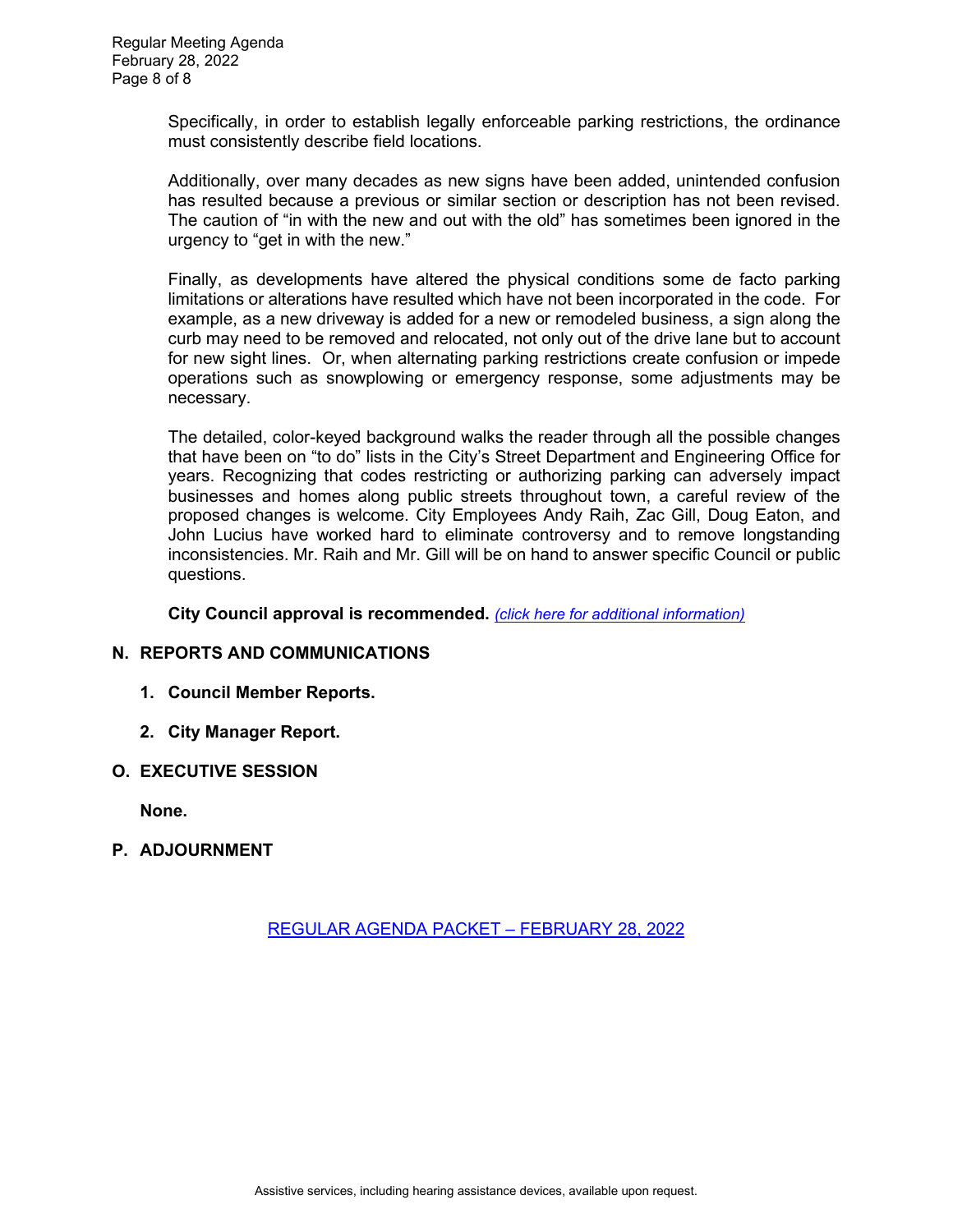Specifically, in order to establish legally enforceable parking restrictions, the ordinance must consistently describe field locations.

Additionally, over many decades as new signs have been added, unintended confusion has resulted because a previous or similar section or description has not been revised. The caution of "in with the new and out with the old" has sometimes been ignored in the urgency to "get in with the new."

Finally, as developments have altered the physical conditions some de facto parking limitations or alterations have resulted which have not been incorporated in the code. For example, as a new driveway is added for a new or remodeled business, a sign along the curb may need to be removed and relocated, not only out of the drive lane but to account for new sight lines. Or, when alternating parking restrictions create confusion or impede operations such as snowplowing or emergency response, some adjustments may be necessary.

The detailed, color-keyed background walks the reader through all the possible changes that have been on "to do" lists in the City's Street Department and Engineering Office for years. Recognizing that codes restricting or authorizing parking can adversely impact businesses and homes along public streets throughout town, a careful review of the proposed changes is welcome. City Employees Andy Raih, Zac Gill, Doug Eaton, and John Lucius have worked hard to eliminate controversy and to remove longstanding inconsistencies. Mr. Raih and Mr. Gill will be on hand to answer specific Council or public questions.

**City Council approval is recommended.** *(click here for additional information)*

## N. REPORTS AND COMMUNICATIONS

1. **Council Member Reports.**
2. **City Manager Report.**

## O. EXECUTIVE SESSION

**None.**

## P. ADJOURNMENT

REGULAR AGENDA PACKET – FEBRUARY 28, 2022

Assistive services, including hearing assistance devices, available upon request.